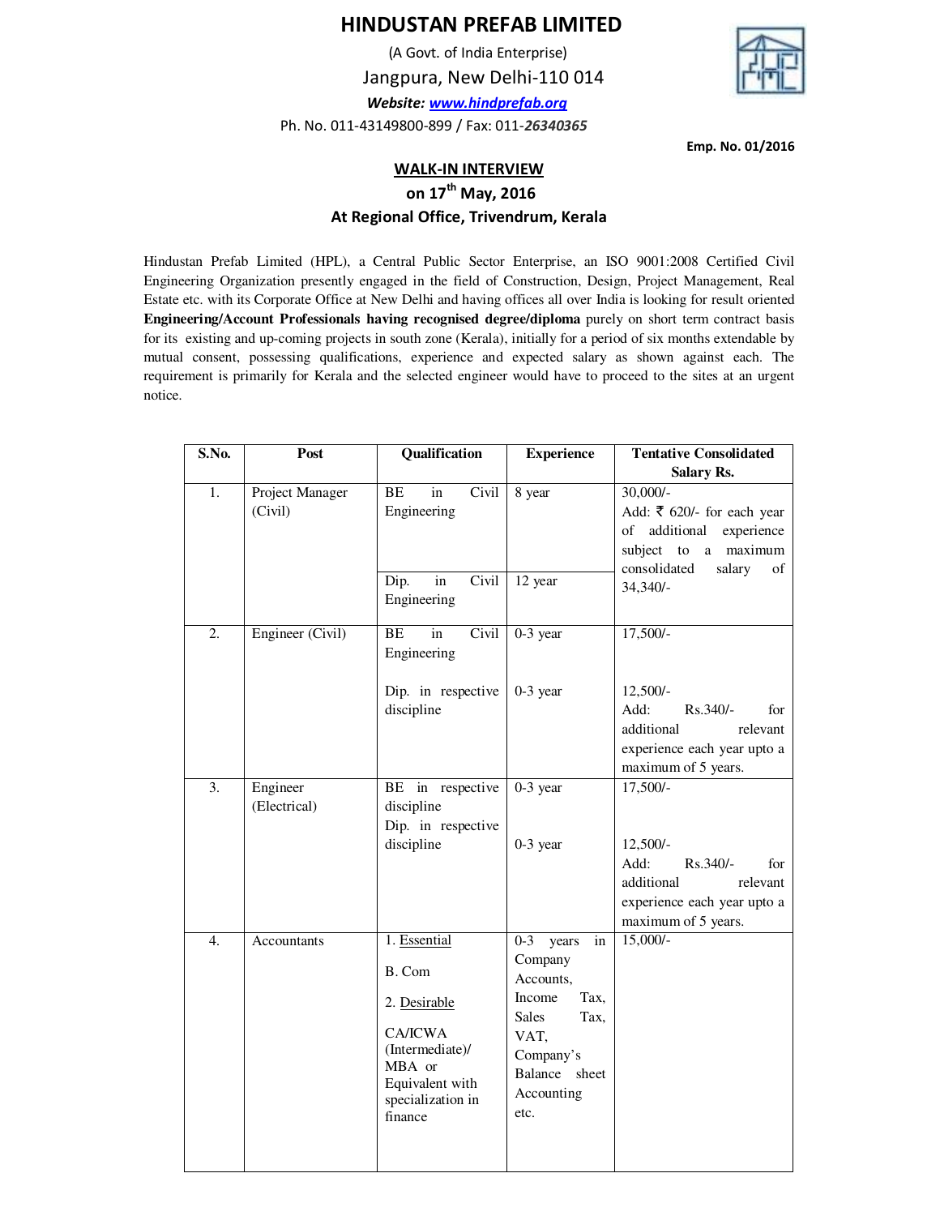# HINDUSTAN PREFAB LIMITED

(A Govt. of India Enterprise)

Jangpura, New Delhi-110 014

***Website:*** ***www.hindprefab.org***

Ph. No. 011-43149800-899 / Fax: 011-*26340365*

**Emp. No. 01/2016**

## WALK-IN INTERVIEW

### on 17th May, 2016

### At Regional Office, Trivendrum, Kerala

Hindustan Prefab Limited (HPL), a Central Public Sector Enterprise, an ISO 9001:2008 Certified Civil Engineering Organization presently engaged in the field of Construction, Design, Project Management, Real Estate etc. with its Corporate Office at New Delhi and having offices all over India is looking for result oriented **Engineering/Account Professionals having recognised degree/diploma** purely on short term contract basis for its existing and up-coming projects in south zone (Kerala), initially for a period of six months extendable by mutual consent, possessing qualifications, experience and expected salary as shown against each. The requirement is primarily for Kerala and the selected engineer would have to proceed to the sites at an urgent notice.

| S.No. | Post | Qualification | Experience | Tentative Consolidated Salary Rs. |
|---|---|---|---|---|
| 1. | Project Manager (Civil) | BE in Civil Engineering | 8 year | 30,000/- Add: ₹ 620/- for each year of additional experience subject to a maximum consolidated salary of 34,340/- |
| | | Dip. in Civil Engineering | 12 year | |
| 2. | Engineer (Civil) | BE in Civil Engineering | 0-3 year | 17,500/- |
| | | Dip. in respective discipline | 0-3 year | 12,500/- Add: Rs.340/- for additional relevant experience each year upto a maximum of 5 years. |
| 3. | Engineer (Electrical) | BE in respective discipline | 0-3 year | 17,500/- |
| | | Dip. in respective discipline | 0-3 year | 12,500/- Add: Rs.340/- for additional relevant experience each year upto a maximum of 5 years. |
| 4. | Accountants | 1. Essential<br>B. Com<br>2. Desirable<br>CA/ICWA (Intermediate)/ MBA or Equivalent with specialization in finance | 0-3 years in Company Accounts, Income Tax, Sales Tax, VAT, Company's Balance sheet Accounting etc. | 15,000/- |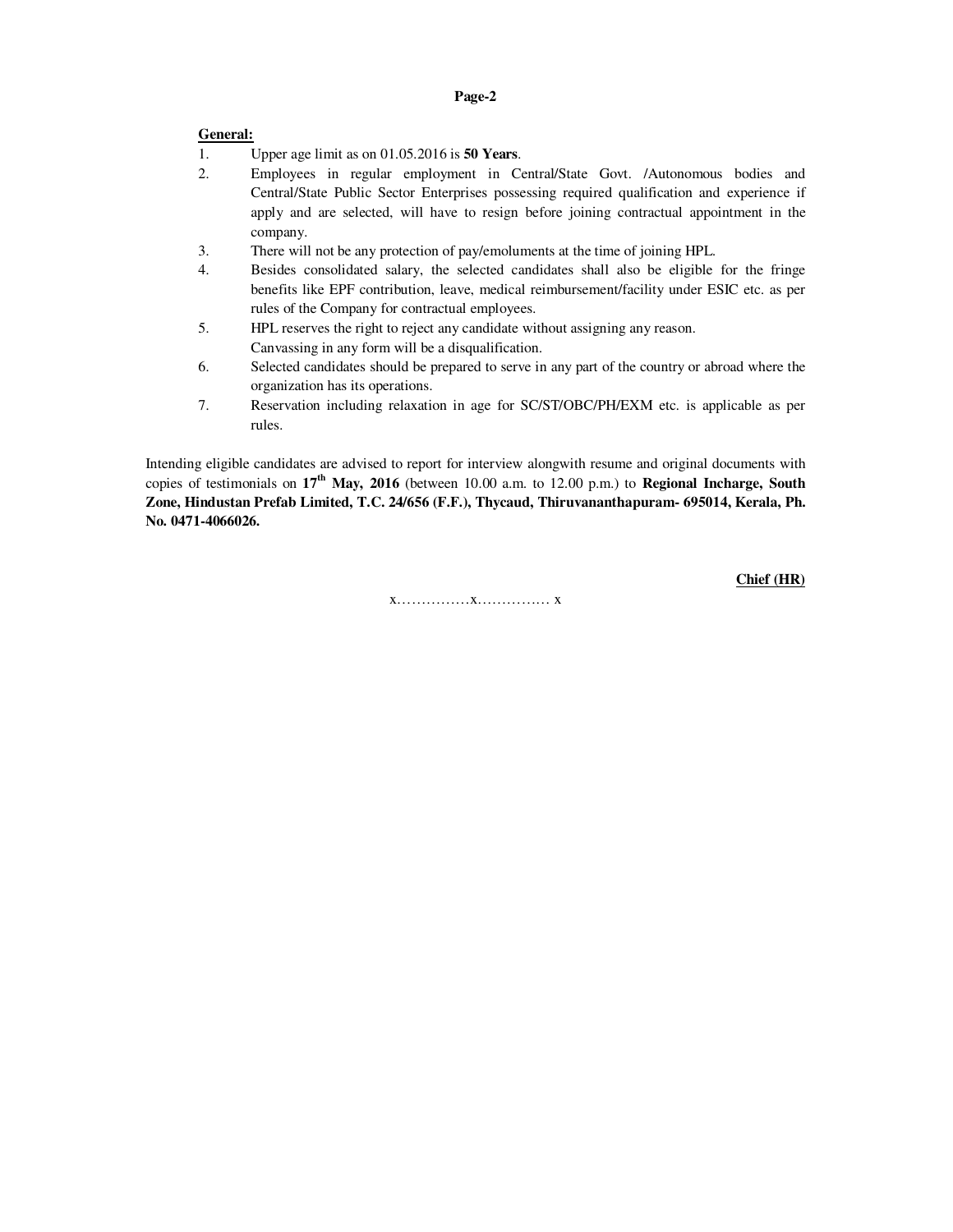**General:**

1. Upper age limit as on 01.05.2016 is **50 Years**.
2. Employees in regular employment in Central/State Govt. /Autonomous bodies and Central/State Public Sector Enterprises possessing required qualification and experience if apply and are selected, will have to resign before joining contractual appointment in the company.
3. There will not be any protection of pay/emoluments at the time of joining HPL.
4. Besides consolidated salary, the selected candidates shall also be eligible for the fringe benefits like EPF contribution, leave, medical reimbursement/facility under ESIC etc. as per rules of the Company for contractual employees.
5. HPL reserves the right to reject any candidate without assigning any reason.
   Canvassing in any form will be a disqualification.
6. Selected candidates should be prepared to serve in any part of the country or abroad where the organization has its operations.
7. Reservation including relaxation in age for SC/ST/OBC/PH/EXM etc. is applicable as per rules.

Intending eligible candidates are advised to report for interview alongwith resume and original documents with copies of testimonials on **17th May, 2016** (between 10.00 a.m. to 12.00 p.m.) to **Regional Incharge, South Zone, Hindustan Prefab Limited, T.C. 24/656 (F.F.), Thycaud, Thiruvananthapuram- 695014, Kerala, Ph. No. 0471-4066026.**

**Chief (HR)**

x……………x…………… x